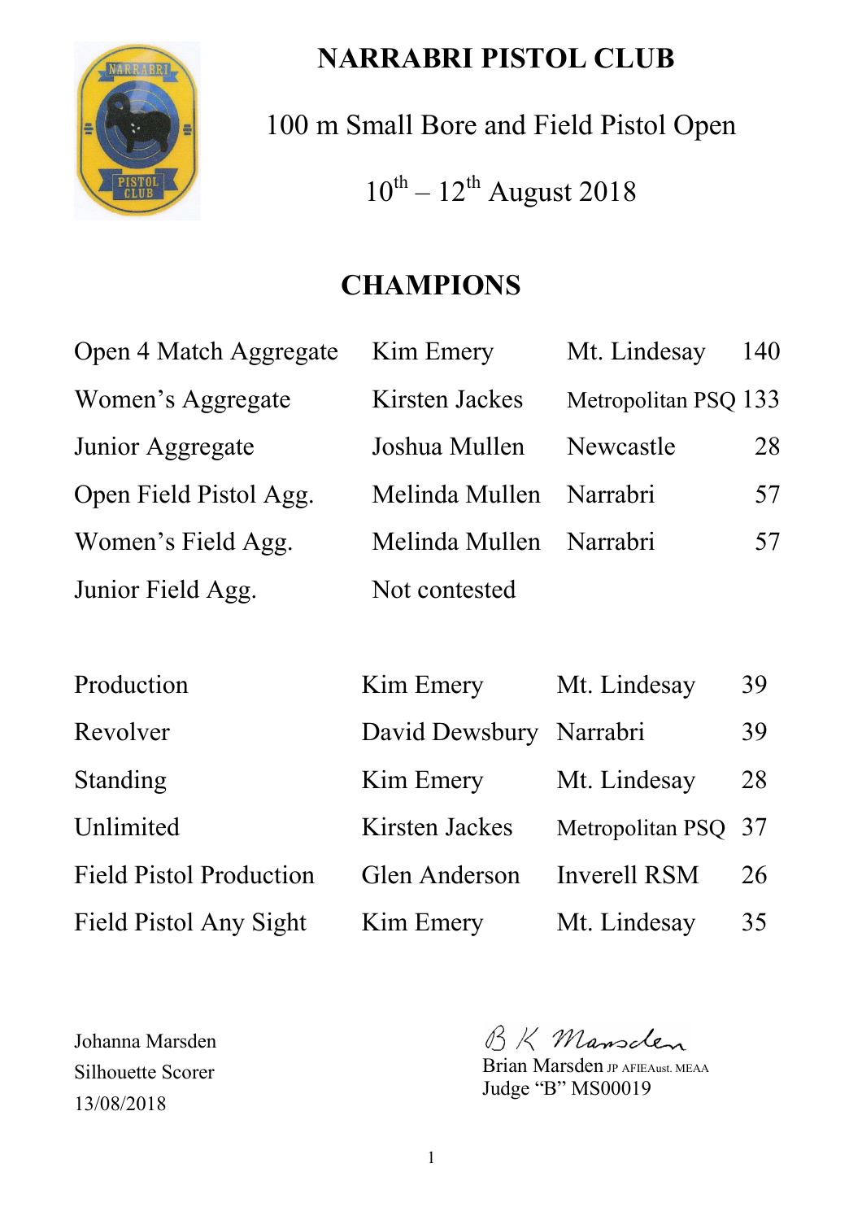# NARRABRI PISTOL CLUB

## 100 m Small Bore and Field Pistol Open

## 10th – 12th August 2018

## CHAMPIONS

| | | | |
|---|---|---|---|
| Open 4 Match Aggregate | Kim Emery | Mt. Lindesay | 140 |
| Women's Aggregate | Kirsten Jackes | Metropolitan PSQ | 133 |
| Junior Aggregate | Joshua Mullen | Newcastle | 28 |
| Open Field Pistol Agg. | Melinda Mullen | Narrabri | 57 |
| Women's Field Agg. | Melinda Mullen | Narrabri | 57 |
| Junior Field Agg. | Not contested | | |

| | | | |
|---|---|---|---|
| Production | Kim Emery | Mt. Lindesay | 39 |
| Revolver | David Dewsbury | Narrabri | 39 |
| Standing | Kim Emery | Mt. Lindesay | 28 |
| Unlimited | Kirsten Jackes | Metropolitan PSQ | 37 |
| Field Pistol Production | Glen Anderson | Inverell RSM | 26 |
| Field Pistol Any Sight | Kim Emery | Mt. Lindesay | 35 |

Johanna Marsden
Silhouette Scorer
13/08/2018

B K Marsden
Brian Marsden JP AFIEAust. MEAA
Judge "B" MS00019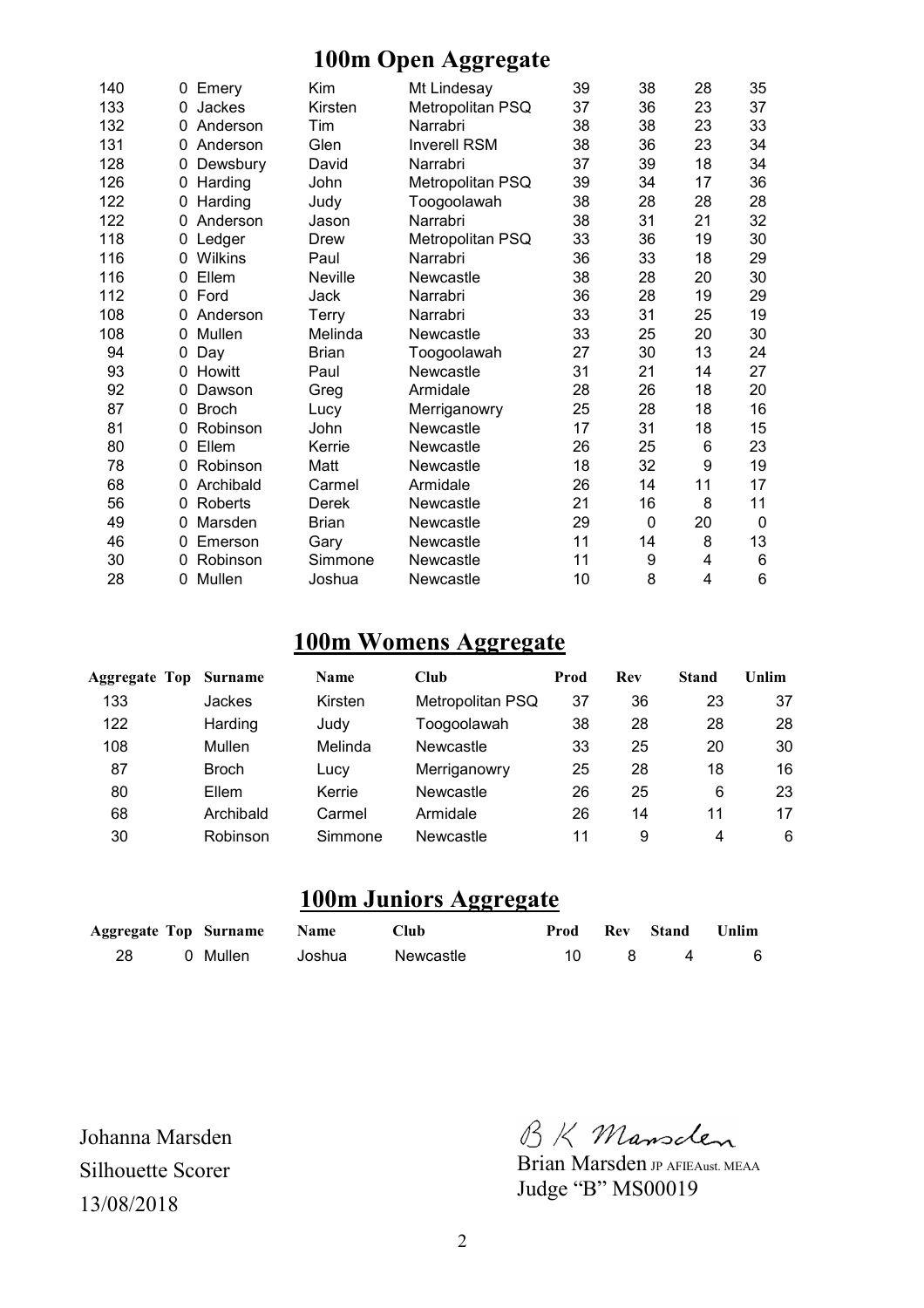# 100m Open Aggregate

| | | | | | | | | |
|---|---|---|---|---|---|---|---|---|
| 140 | 0 | Emery | Kim | Mt Lindesay | 39 | 38 | 28 | 35 |
| 133 | 0 | Jackes | Kirsten | Metropolitan PSQ | 37 | 36 | 23 | 37 |
| 132 | 0 | Anderson | Tim | Narrabri | 38 | 38 | 23 | 33 |
| 131 | 0 | Anderson | Glen | Inverell RSM | 38 | 36 | 23 | 34 |
| 128 | 0 | Dewsbury | David | Narrabri | 37 | 39 | 18 | 34 |
| 126 | 0 | Harding | John | Metropolitan PSQ | 39 | 34 | 17 | 36 |
| 122 | 0 | Harding | Judy | Toogoolawah | 38 | 28 | 28 | 28 |
| 122 | 0 | Anderson | Jason | Narrabri | 38 | 31 | 21 | 32 |
| 118 | 0 | Ledger | Drew | Metropolitan PSQ | 33 | 36 | 19 | 30 |
| 116 | 0 | Wilkins | Paul | Narrabri | 36 | 33 | 18 | 29 |
| 116 | 0 | Ellem | Neville | Newcastle | 38 | 28 | 20 | 30 |
| 112 | 0 | Ford | Jack | Narrabri | 36 | 28 | 19 | 29 |
| 108 | 0 | Anderson | Terry | Narrabri | 33 | 31 | 25 | 19 |
| 108 | 0 | Mullen | Melinda | Newcastle | 33 | 25 | 20 | 30 |
| 94 | 0 | Day | Brian | Toogoolawah | 27 | 30 | 13 | 24 |
| 93 | 0 | Howitt | Paul | Newcastle | 31 | 21 | 14 | 27 |
| 92 | 0 | Dawson | Greg | Armidale | 28 | 26 | 18 | 20 |
| 87 | 0 | Broch | Lucy | Merriganowry | 25 | 28 | 18 | 16 |
| 81 | 0 | Robinson | John | Newcastle | 17 | 31 | 18 | 15 |
| 80 | 0 | Ellem | Kerrie | Newcastle | 26 | 25 | 6 | 23 |
| 78 | 0 | Robinson | Matt | Newcastle | 18 | 32 | 9 | 19 |
| 68 | 0 | Archibald | Carmel | Armidale | 26 | 14 | 11 | 17 |
| 56 | 0 | Roberts | Derek | Newcastle | 21 | 16 | 8 | 11 |
| 49 | 0 | Marsden | Brian | Newcastle | 29 | 0 | 20 | 0 |
| 46 | 0 | Emerson | Gary | Newcastle | 11 | 14 | 8 | 13 |
| 30 | 0 | Robinson | Simmone | Newcastle | 11 | 9 | 4 | 6 |
| 28 | 0 | Mullen | Joshua | Newcastle | 10 | 8 | 4 | 6 |

# 100m Womens Aggregate

| Aggregate | Top | Surname | Name | Club | Prod | Rev | Stand | Unlim |
|---|---|---|---|---|---|---|---|---|
| 133 | | Jackes | Kirsten | Metropolitan PSQ | 37 | 36 | 23 | 37 |
| 122 | | Harding | Judy | Toogoolawah | 38 | 28 | 28 | 28 |
| 108 | | Mullen | Melinda | Newcastle | 33 | 25 | 20 | 30 |
| 87 | | Broch | Lucy | Merriganowry | 25 | 28 | 18 | 16 |
| 80 | | Ellem | Kerrie | Newcastle | 26 | 25 | 6 | 23 |
| 68 | | Archibald | Carmel | Armidale | 26 | 14 | 11 | 17 |
| 30 | | Robinson | Simmone | Newcastle | 11 | 9 | 4 | 6 |

# 100m Juniors Aggregate

| Aggregate | Top | Surname | Name | Club | Prod | Rev | Stand | Unlim |
|---|---|---|---|---|---|---|---|---|
| 28 | 0 | Mullen | Joshua | Newcastle | 10 | 8 | 4 | 6 |

Johanna Marsden
Silhouette Scorer
13/08/2018

B K Marsden
Brian Marsden JP AFIEAust. MEAA
Judge "B" MS00019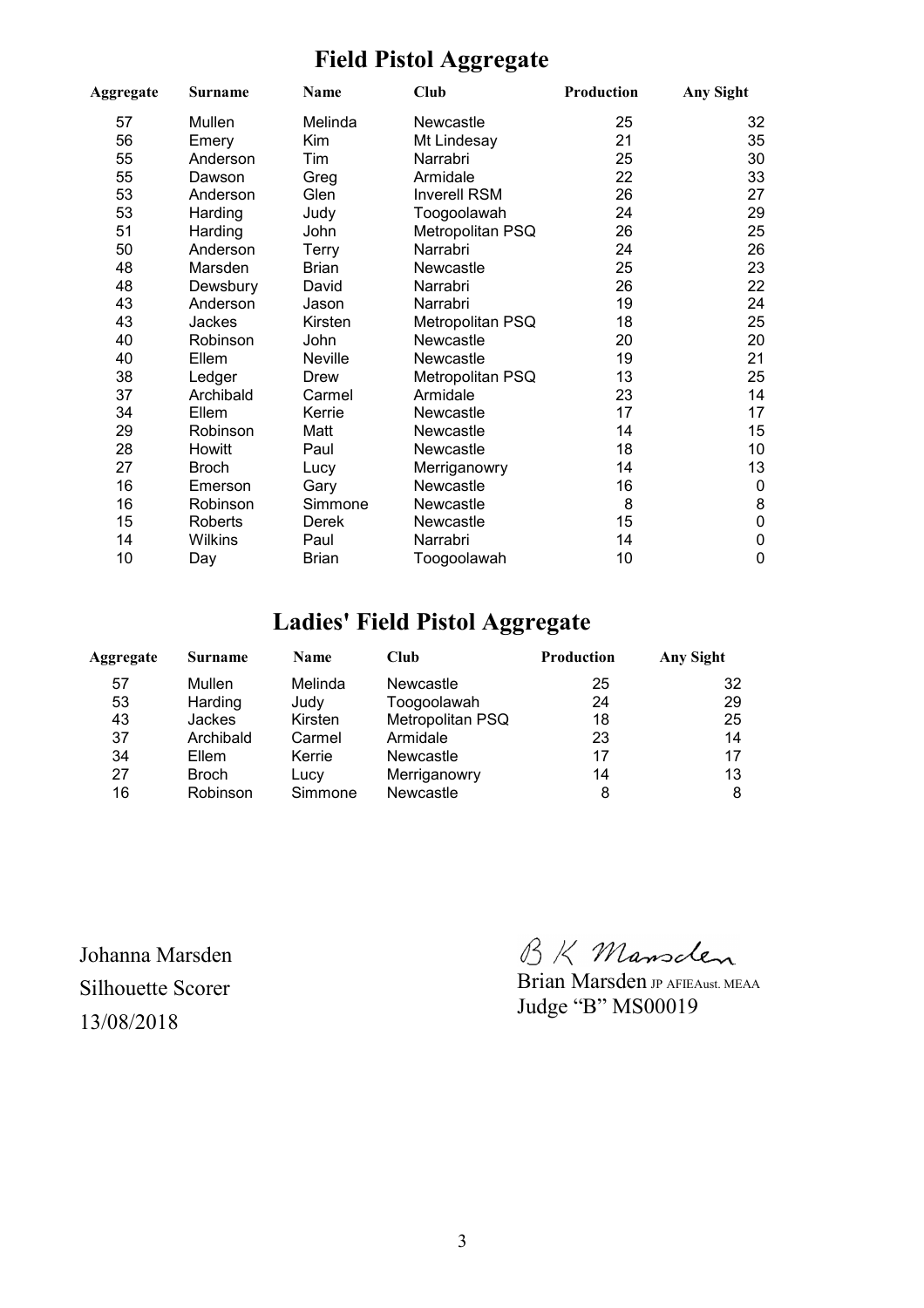# Field Pistol Aggregate

| Aggregate | Surname | Name | Club | Production | Any Sight |
|---|---|---|---|---|---|
| 57 | Mullen | Melinda | Newcastle | 25 | 32 |
| 56 | Emery | Kim | Mt Lindesay | 21 | 35 |
| 55 | Anderson | Tim | Narrabri | 25 | 30 |
| 55 | Dawson | Greg | Armidale | 22 | 33 |
| 53 | Anderson | Glen | Inverell RSM | 26 | 27 |
| 53 | Harding | Judy | Toogoolawah | 24 | 29 |
| 51 | Harding | John | Metropolitan PSQ | 26 | 25 |
| 50 | Anderson | Terry | Narrabri | 24 | 26 |
| 48 | Marsden | Brian | Newcastle | 25 | 23 |
| 48 | Dewsbury | David | Narrabri | 26 | 22 |
| 43 | Anderson | Jason | Narrabri | 19 | 24 |
| 43 | Jackes | Kirsten | Metropolitan PSQ | 18 | 25 |
| 40 | Robinson | John | Newcastle | 20 | 20 |
| 40 | Ellem | Neville | Newcastle | 19 | 21 |
| 38 | Ledger | Drew | Metropolitan PSQ | 13 | 25 |
| 37 | Archibald | Carmel | Armidale | 23 | 14 |
| 34 | Ellem | Kerrie | Newcastle | 17 | 17 |
| 29 | Robinson | Matt | Newcastle | 14 | 15 |
| 28 | Howitt | Paul | Newcastle | 18 | 10 |
| 27 | Broch | Lucy | Merriganowry | 14 | 13 |
| 16 | Emerson | Gary | Newcastle | 16 | 0 |
| 16 | Robinson | Simmone | Newcastle | 8 | 8 |
| 15 | Roberts | Derek | Newcastle | 15 | 0 |
| 14 | Wilkins | Paul | Narrabri | 14 | 0 |
| 10 | Day | Brian | Toogoolawah | 10 | 0 |

# Ladies' Field Pistol Aggregate

| Aggregate | Surname | Name | Club | Production | Any Sight |
|---|---|---|---|---|---|
| 57 | Mullen | Melinda | Newcastle | 25 | 32 |
| 53 | Harding | Judy | Toogoolawah | 24 | 29 |
| 43 | Jackes | Kirsten | Metropolitan PSQ | 18 | 25 |
| 37 | Archibald | Carmel | Armidale | 23 | 14 |
| 34 | Ellem | Kerrie | Newcastle | 17 | 17 |
| 27 | Broch | Lucy | Merriganowry | 14 | 13 |
| 16 | Robinson | Simmone | Newcastle | 8 | 8 |

Johanna Marsden
Silhouette Scorer
13/08/2018

B K Marsden
Brian Marsden JP AFIEAust. MEAA
Judge "B" MS00019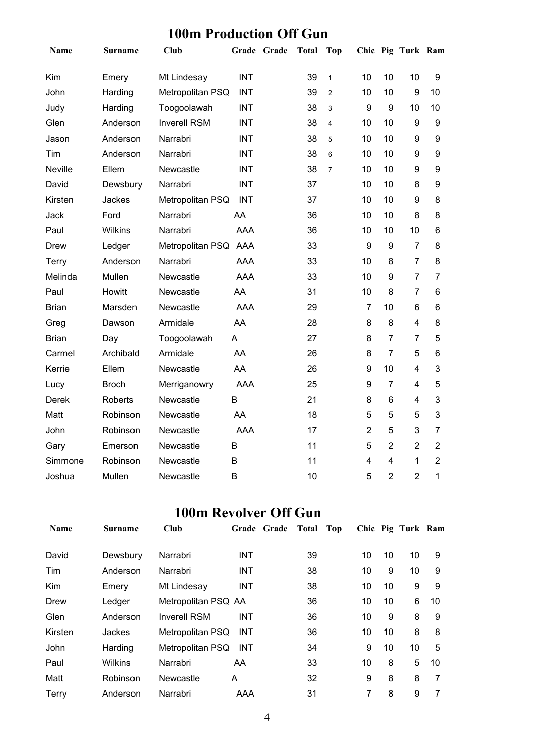# 100m Production Off Gun

| Name | Surname | Club | Grade | Grade | Total | Top | Chic | Pig | Turk | Ram |
|---|---|---|---|---|---|---|---|---|---|---|
| Kim | Emery | Mt Lindesay | INT | | 39 | 1 | 10 | 10 | 10 | 9 |
| John | Harding | Metropolitan PSQ | INT | | 39 | 2 | 10 | 10 | 9 | 10 |
| Judy | Harding | Toogoolawah | INT | | 38 | 3 | 9 | 9 | 10 | 10 |
| Glen | Anderson | Inverell RSM | INT | | 38 | 4 | 10 | 10 | 9 | 9 |
| Jason | Anderson | Narrabri | INT | | 38 | 5 | 10 | 10 | 9 | 9 |
| Tim | Anderson | Narrabri | INT | | 38 | 6 | 10 | 10 | 9 | 9 |
| Neville | Ellem | Newcastle | INT | | 38 | 7 | 10 | 10 | 9 | 9 |
| David | Dewsbury | Narrabri | INT | | 37 | | 10 | 10 | 8 | 9 |
| Kirsten | Jackes | Metropolitan PSQ | INT | | 37 | | 10 | 10 | 9 | 8 |
| Jack | Ford | Narrabri | AA | | 36 | | 10 | 10 | 8 | 8 |
| Paul | Wilkins | Narrabri | AAA | | 36 | | 10 | 10 | 10 | 6 |
| Drew | Ledger | Metropolitan PSQ | AAA | | 33 | | 9 | 9 | 7 | 8 |
| Terry | Anderson | Narrabri | AAA | | 33 | | 10 | 8 | 7 | 8 |
| Melinda | Mullen | Newcastle | AAA | | 33 | | 10 | 9 | 7 | 7 |
| Paul | Howitt | Newcastle | AA | | 31 | | 10 | 8 | 7 | 6 |
| Brian | Marsden | Newcastle | AAA | | 29 | | 7 | 10 | 6 | 6 |
| Greg | Dawson | Armidale | AA | | 28 | | 8 | 8 | 4 | 8 |
| Brian | Day | Toogoolawah | A | | 27 | | 8 | 7 | 7 | 5 |
| Carmel | Archibald | Armidale | AA | | 26 | | 8 | 7 | 5 | 6 |
| Kerrie | Ellem | Newcastle | AA | | 26 | | 9 | 10 | 4 | 3 |
| Lucy | Broch | Merriganowry | AAA | | 25 | | 9 | 7 | 4 | 5 |
| Derek | Roberts | Newcastle | B | | 21 | | 8 | 6 | 4 | 3 |
| Matt | Robinson | Newcastle | AA | | 18 | | 5 | 5 | 5 | 3 |
| John | Robinson | Newcastle | AAA | | 17 | | 2 | 5 | 3 | 7 |
| Gary | Emerson | Newcastle | B | | 11 | | 5 | 2 | 2 | 2 |
| Simmone | Robinson | Newcastle | B | | 11 | | 4 | 4 | 1 | 2 |
| Joshua | Mullen | Newcastle | B | | 10 | | 5 | 2 | 2 | 1 |

# 100m Revolver Off Gun

| Name | Surname | Club | Grade | Grade | Total | Top | Chic | Pig | Turk | Ram |
|---|---|---|---|---|---|---|---|---|---|---|
| David | Dewsbury | Narrabri | INT | | 39 | | 10 | 10 | 10 | 9 |
| Tim | Anderson | Narrabri | INT | | 38 | | 10 | 9 | 10 | 9 |
| Kim | Emery | Mt Lindesay | INT | | 38 | | 10 | 10 | 9 | 9 |
| Drew | Ledger | Metropolitan PSQ | AA | | 36 | | 10 | 10 | 6 | 10 |
| Glen | Anderson | Inverell RSM | INT | | 36 | | 10 | 9 | 8 | 9 |
| Kirsten | Jackes | Metropolitan PSQ | INT | | 36 | | 10 | 10 | 8 | 8 |
| John | Harding | Metropolitan PSQ | INT | | 34 | | 9 | 10 | 10 | 5 |
| Paul | Wilkins | Narrabri | AA | | 33 | | 10 | 8 | 5 | 10 |
| Matt | Robinson | Newcastle | A | | 32 | | 9 | 8 | 8 | 7 |
| Terry | Anderson | Narrabri | AAA | | 31 | | 7 | 8 | 9 | 7 |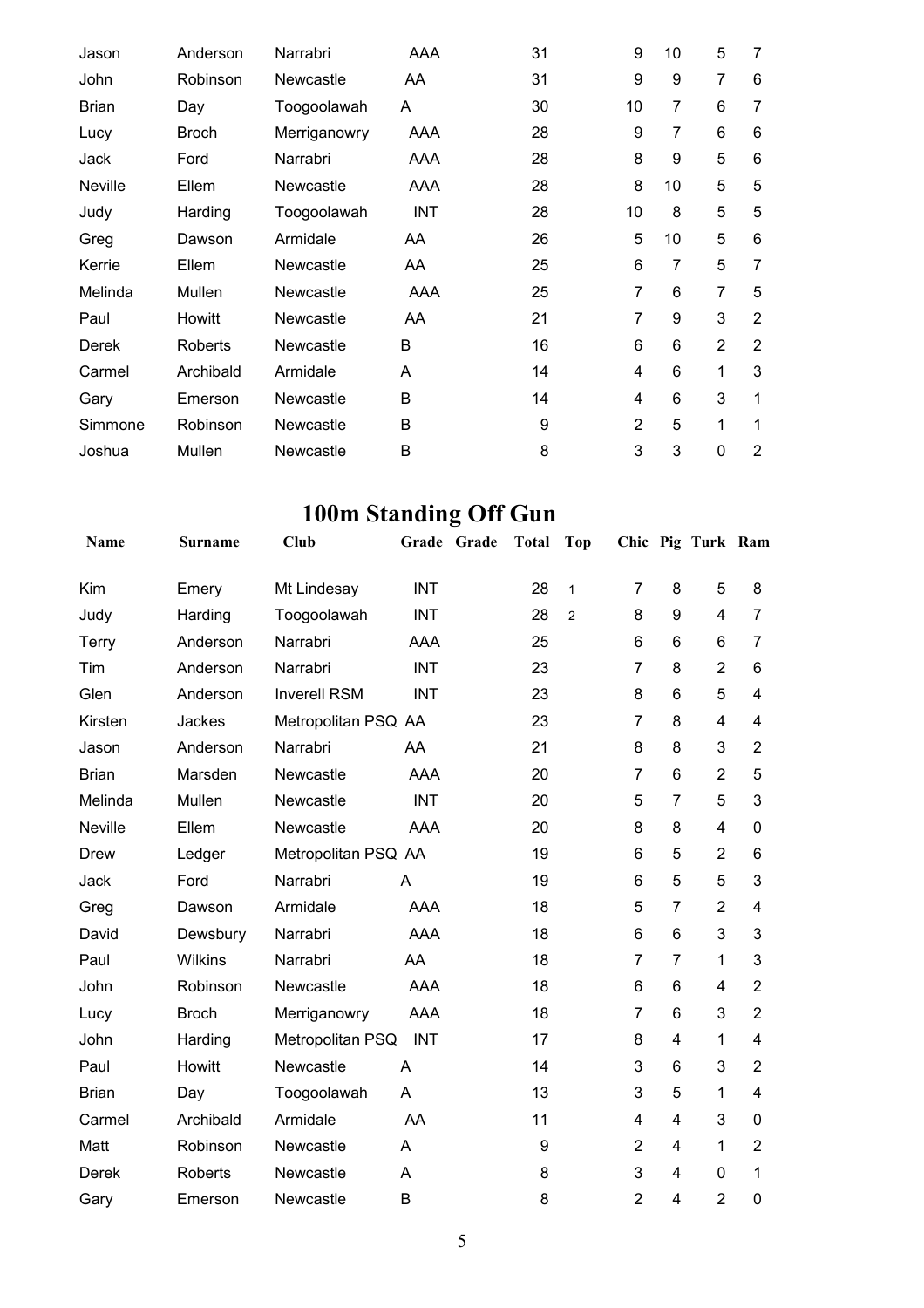| | | | | | | | | | |
|---|---|---|---|---|---|---|---|---|---|
| Jason | Anderson | Narrabri | AAA | 31 | | 9 | 10 | 5 | 7 |
| John | Robinson | Newcastle | AA | 31 | | 9 | 9 | 7 | 6 |
| Brian | Day | Toogoolawah | A | 30 | | 10 | 7 | 6 | 7 |
| Lucy | Broch | Merriganowry | AAA | 28 | | 9 | 7 | 6 | 6 |
| Jack | Ford | Narrabri | AAA | 28 | | 8 | 9 | 5 | 6 |
| Neville | Ellem | Newcastle | AAA | 28 | | 8 | 10 | 5 | 5 |
| Judy | Harding | Toogoolawah | INT | 28 | | 10 | 8 | 5 | 5 |
| Greg | Dawson | Armidale | AA | 26 | | 5 | 10 | 5 | 6 |
| Kerrie | Ellem | Newcastle | AA | 25 | | 6 | 7 | 5 | 7 |
| Melinda | Mullen | Newcastle | AAA | 25 | | 7 | 6 | 7 | 5 |
| Paul | Howitt | Newcastle | AA | 21 | | 7 | 9 | 3 | 2 |
| Derek | Roberts | Newcastle | B | 16 | | 6 | 6 | 2 | 2 |
| Carmel | Archibald | Armidale | A | 14 | | 4 | 6 | 1 | 3 |
| Gary | Emerson | Newcastle | B | 14 | | 4 | 6 | 3 | 1 |
| Simmone | Robinson | Newcastle | B | 9 | | 2 | 5 | 1 | 1 |
| Joshua | Mullen | Newcastle | B | 8 | | 3 | 3 | 0 | 2 |

# 100m Standing Off Gun

| Name | Surname | Club | Grade | Grade | Total | Top | Chic | Pig | Turk | Ram |
|---|---|---|---|---|---|---|---|---|---|---|
| Kim | Emery | Mt Lindesay | INT | | 28 | 1 | 7 | 8 | 5 | 8 |
| Judy | Harding | Toogoolawah | INT | | 28 | 2 | 8 | 9 | 4 | 7 |
| Terry | Anderson | Narrabri | AAA | | 25 | | 6 | 6 | 6 | 7 |
| Tim | Anderson | Narrabri | INT | | 23 | | 7 | 8 | 2 | 6 |
| Glen | Anderson | Inverell RSM | INT | | 23 | | 8 | 6 | 5 | 4 |
| Kirsten | Jackes | Metropolitan PSQ | AA | | 23 | | 7 | 8 | 4 | 4 |
| Jason | Anderson | Narrabri | AA | | 21 | | 8 | 8 | 3 | 2 |
| Brian | Marsden | Newcastle | AAA | | 20 | | 7 | 6 | 2 | 5 |
| Melinda | Mullen | Newcastle | INT | | 20 | | 5 | 7 | 5 | 3 |
| Neville | Ellem | Newcastle | AAA | | 20 | | 8 | 8 | 4 | 0 |
| Drew | Ledger | Metropolitan PSQ | AA | | 19 | | 6 | 5 | 2 | 6 |
| Jack | Ford | Narrabri | A | | 19 | | 6 | 5 | 5 | 3 |
| Greg | Dawson | Armidale | AAA | | 18 | | 5 | 7 | 2 | 4 |
| David | Dewsbury | Narrabri | AAA | | 18 | | 6 | 6 | 3 | 3 |
| Paul | Wilkins | Narrabri | AA | | 18 | | 7 | 7 | 1 | 3 |
| John | Robinson | Newcastle | AAA | | 18 | | 6 | 6 | 4 | 2 |
| Lucy | Broch | Merriganowry | AAA | | 18 | | 7 | 6 | 3 | 2 |
| John | Harding | Metropolitan PSQ | INT | | 17 | | 8 | 4 | 1 | 4 |
| Paul | Howitt | Newcastle | A | | 14 | | 3 | 6 | 3 | 2 |
| Brian | Day | Toogoolawah | A | | 13 | | 3 | 5 | 1 | 4 |
| Carmel | Archibald | Armidale | AA | | 11 | | 4 | 4 | 3 | 0 |
| Matt | Robinson | Newcastle | A | | 9 | | 2 | 4 | 1 | 2 |
| Derek | Roberts | Newcastle | A | | 8 | | 3 | 4 | 0 | 1 |
| Gary | Emerson | Newcastle | B | | 8 | | 2 | 4 | 2 | 0 |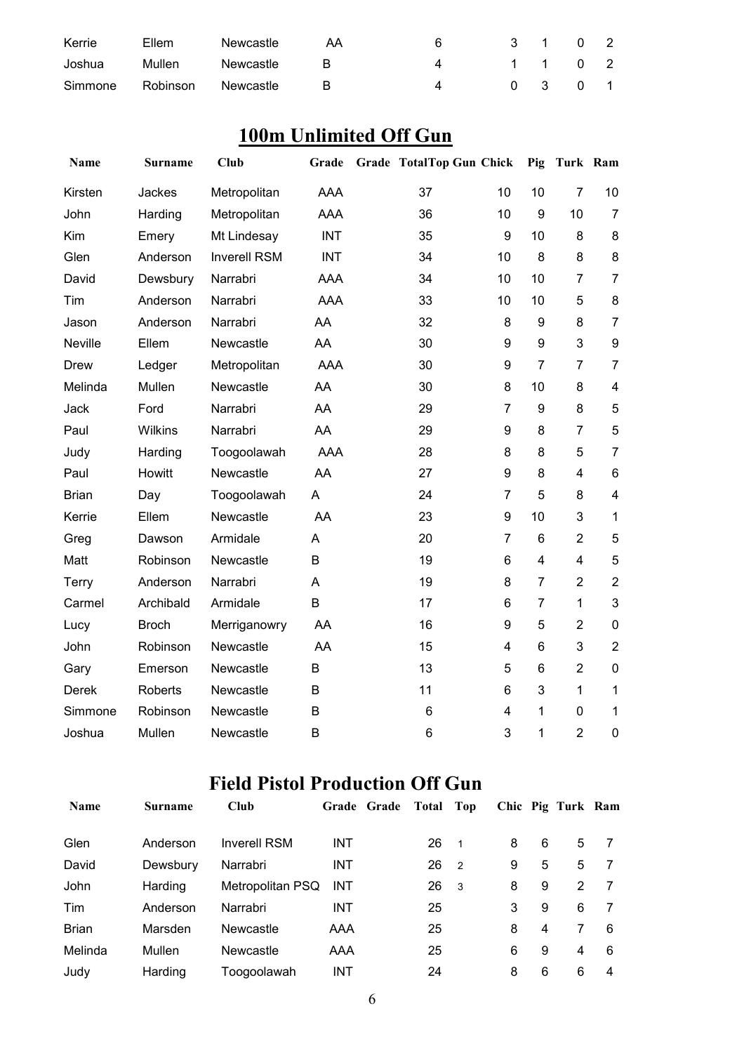| Kerrie | Ellem | Newcastle | AA | | 6 | | 3 | 1 | 0 | 2 |
|---|---|---|---|---|---|---|---|---|---|---|
| Joshua | Mullen | Newcastle | B | | 4 | | 1 | 1 | 0 | 2 |
| Simmone | Robinson | Newcastle | B | | 4 | | 0 | 3 | 0 | 1 |

## 100m Unlimited Off Gun

| Name | Surname | Club | Grade | Grade | Total | Top Gun | Chick | Pig | Turk | Ram |
|---|---|---|---|---|---|---|---|---|---|---|
| Kirsten | Jackes | Metropolitan | AAA | | 37 | | 10 | 10 | 7 | 10 |
| John | Harding | Metropolitan | AAA | | 36 | | 10 | 9 | 10 | 7 |
| Kim | Emery | Mt Lindesay | INT | | 35 | | 9 | 10 | 8 | 8 |
| Glen | Anderson | Inverell RSM | INT | | 34 | | 10 | 8 | 8 | 8 |
| David | Dewsbury | Narrabri | AAA | | 34 | | 10 | 10 | 7 | 7 |
| Tim | Anderson | Narrabri | AAA | | 33 | | 10 | 10 | 5 | 8 |
| Jason | Anderson | Narrabri | AA | | 32 | | 8 | 9 | 8 | 7 |
| Neville | Ellem | Newcastle | AA | | 30 | | 9 | 9 | 3 | 9 |
| Drew | Ledger | Metropolitan | AAA | | 30 | | 9 | 7 | 7 | 7 |
| Melinda | Mullen | Newcastle | AA | | 30 | | 8 | 10 | 8 | 4 |
| Jack | Ford | Narrabri | AA | | 29 | | 7 | 9 | 8 | 5 |
| Paul | Wilkins | Narrabri | AA | | 29 | | 9 | 8 | 7 | 5 |
| Judy | Harding | Toogoolawah | AAA | | 28 | | 8 | 8 | 5 | 7 |
| Paul | Howitt | Newcastle | AA | | 27 | | 9 | 8 | 4 | 6 |
| Brian | Day | Toogoolawah | A | | 24 | | 7 | 5 | 8 | 4 |
| Kerrie | Ellem | Newcastle | AA | | 23 | | 9 | 10 | 3 | 1 |
| Greg | Dawson | Armidale | A | | 20 | | 7 | 6 | 2 | 5 |
| Matt | Robinson | Newcastle | B | | 19 | | 6 | 4 | 4 | 5 |
| Terry | Anderson | Narrabri | A | | 19 | | 8 | 7 | 2 | 2 |
| Carmel | Archibald | Armidale | B | | 17 | | 6 | 7 | 1 | 3 |
| Lucy | Broch | Merriganowry | AA | | 16 | | 9 | 5 | 2 | 0 |
| John | Robinson | Newcastle | AA | | 15 | | 4 | 6 | 3 | 2 |
| Gary | Emerson | Newcastle | B | | 13 | | 5 | 6 | 2 | 0 |
| Derek | Roberts | Newcastle | B | | 11 | | 6 | 3 | 1 | 1 |
| Simmone | Robinson | Newcastle | B | | 6 | | 4 | 1 | 0 | 1 |
| Joshua | Mullen | Newcastle | B | | 6 | | 3 | 1 | 2 | 0 |

## Field Pistol Production Off Gun

| Name | Surname | Club | Grade | Grade | Total | Top | Chic | Pig | Turk | Ram |
|---|---|---|---|---|---|---|---|---|---|---|
| Glen | Anderson | Inverell RSM | INT | | 26 | 1 | 8 | 6 | 5 | 7 |
| David | Dewsbury | Narrabri | INT | | 26 | 2 | 9 | 5 | 5 | 7 |
| John | Harding | Metropolitan PSQ | INT | | 26 | 3 | 8 | 9 | 2 | 7 |
| Tim | Anderson | Narrabri | INT | | 25 | | 3 | 9 | 6 | 7 |
| Brian | Marsden | Newcastle | AAA | | 25 | | 8 | 4 | 7 | 6 |
| Melinda | Mullen | Newcastle | AAA | | 25 | | 6 | 9 | 4 | 6 |
| Judy | Harding | Toogoolawah | INT | | 24 | | 8 | 6 | 6 | 4 |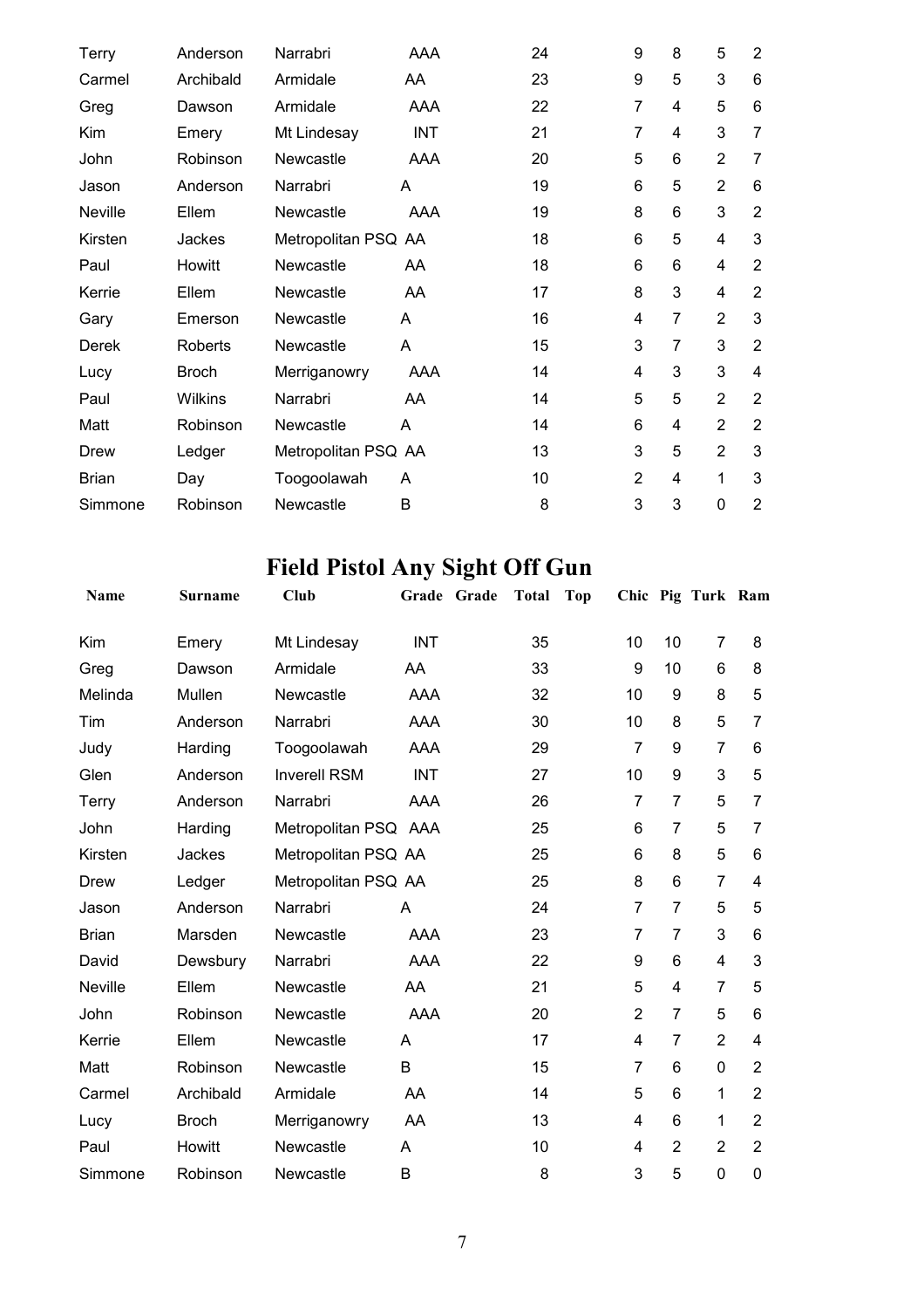| | | | | | | | | | | |
|---|---|---|---|---|---|---|---|---|---|---|
| Terry | Anderson | Narrabri | AAA | | 24 | | 9 | 8 | 5 | 2 |
| Carmel | Archibald | Armidale | AA | | 23 | | 9 | 5 | 3 | 6 |
| Greg | Dawson | Armidale | AAA | | 22 | | 7 | 4 | 5 | 6 |
| Kim | Emery | Mt Lindesay | INT | | 21 | | 7 | 4 | 3 | 7 |
| John | Robinson | Newcastle | AAA | | 20 | | 5 | 6 | 2 | 7 |
| Jason | Anderson | Narrabri | A | | 19 | | 6 | 5 | 2 | 6 |
| Neville | Ellem | Newcastle | AAA | | 19 | | 8 | 6 | 3 | 2 |
| Kirsten | Jackes | Metropolitan PSQ | AA | | 18 | | 6 | 5 | 4 | 3 |
| Paul | Howitt | Newcastle | AA | | 18 | | 6 | 6 | 4 | 2 |
| Kerrie | Ellem | Newcastle | AA | | 17 | | 8 | 3 | 4 | 2 |
| Gary | Emerson | Newcastle | A | | 16 | | 4 | 7 | 2 | 3 |
| Derek | Roberts | Newcastle | A | | 15 | | 3 | 7 | 3 | 2 |
| Lucy | Broch | Merriganowry | AAA | | 14 | | 4 | 3 | 3 | 4 |
| Paul | Wilkins | Narrabri | AA | | 14 | | 5 | 5 | 2 | 2 |
| Matt | Robinson | Newcastle | A | | 14 | | 6 | 4 | 2 | 2 |
| Drew | Ledger | Metropolitan PSQ | AA | | 13 | | 3 | 5 | 2 | 3 |
| Brian | Day | Toogoolawah | A | | 10 | | 2 | 4 | 1 | 3 |
| Simmone | Robinson | Newcastle | B | | 8 | | 3 | 3 | 0 | 2 |

# Field Pistol Any Sight Off Gun

| Name | Surname | Club | Grade | Grade | Total | Top | Chic | Pig | Turk | Ram |
|---|---|---|---|---|---|---|---|---|---|---|
| Kim | Emery | Mt Lindesay | INT | | 35 | | 10 | 10 | 7 | 8 |
| Greg | Dawson | Armidale | AA | | 33 | | 9 | 10 | 6 | 8 |
| Melinda | Mullen | Newcastle | AAA | | 32 | | 10 | 9 | 8 | 5 |
| Tim | Anderson | Narrabri | AAA | | 30 | | 10 | 8 | 5 | 7 |
| Judy | Harding | Toogoolawah | AAA | | 29 | | 7 | 9 | 7 | 6 |
| Glen | Anderson | Inverell RSM | INT | | 27 | | 10 | 9 | 3 | 5 |
| Terry | Anderson | Narrabri | AAA | | 26 | | 7 | 7 | 5 | 7 |
| John | Harding | Metropolitan PSQ | AAA | | 25 | | 6 | 7 | 5 | 7 |
| Kirsten | Jackes | Metropolitan PSQ | AA | | 25 | | 6 | 8 | 5 | 6 |
| Drew | Ledger | Metropolitan PSQ | AA | | 25 | | 8 | 6 | 7 | 4 |
| Jason | Anderson | Narrabri | A | | 24 | | 7 | 7 | 5 | 5 |
| Brian | Marsden | Newcastle | AAA | | 23 | | 7 | 7 | 3 | 6 |
| David | Dewsbury | Narrabri | AAA | | 22 | | 9 | 6 | 4 | 3 |
| Neville | Ellem | Newcastle | AA | | 21 | | 5 | 4 | 7 | 5 |
| John | Robinson | Newcastle | AAA | | 20 | | 2 | 7 | 5 | 6 |
| Kerrie | Ellem | Newcastle | A | | 17 | | 4 | 7 | 2 | 4 |
| Matt | Robinson | Newcastle | B | | 15 | | 7 | 6 | 0 | 2 |
| Carmel | Archibald | Armidale | AA | | 14 | | 5 | 6 | 1 | 2 |
| Lucy | Broch | Merriganowry | AA | | 13 | | 4 | 6 | 1 | 2 |
| Paul | Howitt | Newcastle | A | | 10 | | 4 | 2 | 2 | 2 |
| Simmone | Robinson | Newcastle | B | | 8 | | 3 | 5 | 0 | 0 |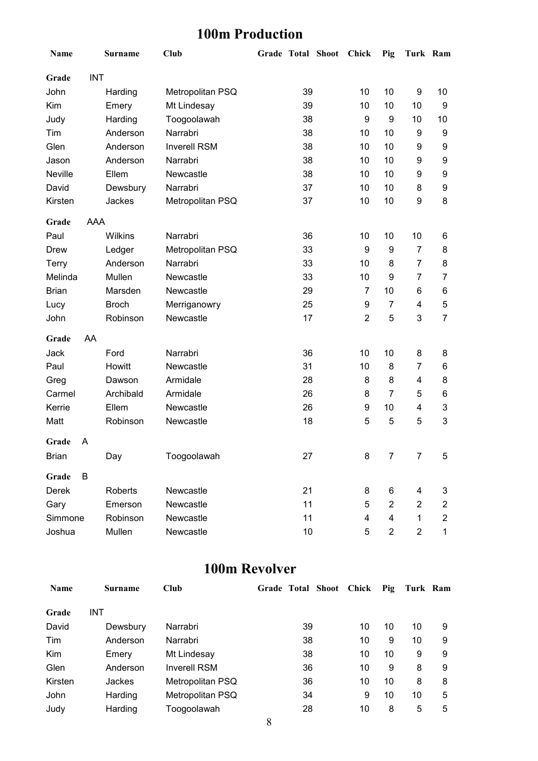## 100m Production

| Name | Surname | Club | Grade | Total | Shoot | Chick | Pig | Turk | Ram |
|---|---|---|---|---|---|---|---|---|---|
| **Grade** | INT | | | | | | | | |
| John | Harding | Metropolitan PSQ | | 39 | | 10 | 10 | 9 | 10 |
| Kim | Emery | Mt Lindesay | | 39 | | 10 | 10 | 10 | 9 |
| Judy | Harding | Toogoolawah | | 38 | | 9 | 9 | 10 | 10 |
| Tim | Anderson | Narrabri | | 38 | | 10 | 10 | 9 | 9 |
| Glen | Anderson | Inverell RSM | | 38 | | 10 | 10 | 9 | 9 |
| Jason | Anderson | Narrabri | | 38 | | 10 | 10 | 9 | 9 |
| Neville | Ellem | Newcastle | | 38 | | 10 | 10 | 9 | 9 |
| David | Dewsbury | Narrabri | | 37 | | 10 | 10 | 8 | 9 |
| Kirsten | Jackes | Metropolitan PSQ | | 37 | | 10 | 10 | 9 | 8 |
| **Grade** | AAA | | | | | | | | |
| Paul | Wilkins | Narrabri | | 36 | | 10 | 10 | 10 | 6 |
| Drew | Ledger | Metropolitan PSQ | | 33 | | 9 | 9 | 7 | 8 |
| Terry | Anderson | Narrabri | | 33 | | 10 | 8 | 7 | 8 |
| Melinda | Mullen | Newcastle | | 33 | | 10 | 9 | 7 | 7 |
| Brian | Marsden | Newcastle | | 29 | | 7 | 10 | 6 | 6 |
| Lucy | Broch | Merriganowry | | 25 | | 9 | 7 | 4 | 5 |
| John | Robinson | Newcastle | | 17 | | 2 | 5 | 3 | 7 |
| **Grade** | AA | | | | | | | | |
| Jack | Ford | Narrabri | | 36 | | 10 | 10 | 8 | 8 |
| Paul | Howitt | Newcastle | | 31 | | 10 | 8 | 7 | 6 |
| Greg | Dawson | Armidale | | 28 | | 8 | 8 | 4 | 8 |
| Carmel | Archibald | Armidale | | 26 | | 8 | 7 | 5 | 6 |
| Kerrie | Ellem | Newcastle | | 26 | | 9 | 10 | 4 | 3 |
| Matt | Robinson | Newcastle | | 18 | | 5 | 5 | 5 | 3 |
| **Grade** | A | | | | | | | | |
| Brian | Day | Toogoolawah | | 27 | | 8 | 7 | 7 | 5 |
| **Grade** | B | | | | | | | | |
| Derek | Roberts | Newcastle | | 21 | | 8 | 6 | 4 | 3 |
| Gary | Emerson | Newcastle | | 11 | | 5 | 2 | 2 | 2 |
| Simmone | Robinson | Newcastle | | 11 | | 4 | 4 | 1 | 2 |
| Joshua | Mullen | Newcastle | | 10 | | 5 | 2 | 2 | 1 |

## 100m Revolver

| Name | Surname | Club | Grade | Total | Shoot | Chick | Pig | Turk | Ram |
|---|---|---|---|---|---|---|---|---|---|
| **Grade** | INT | | | | | | | | |
| David | Dewsbury | Narrabri | | 39 | | 10 | 10 | 10 | 9 |
| Tim | Anderson | Narrabri | | 38 | | 10 | 9 | 10 | 9 |
| Kim | Emery | Mt Lindesay | | 38 | | 10 | 10 | 9 | 9 |
| Glen | Anderson | Inverell RSM | | 36 | | 10 | 9 | 8 | 9 |
| Kirsten | Jackes | Metropolitan PSQ | | 36 | | 10 | 10 | 8 | 8 |
| John | Harding | Metropolitan PSQ | | 34 | | 9 | 10 | 10 | 5 |
| Judy | Harding | Toogoolawah | | 28 | | 10 | 8 | 5 | 5 |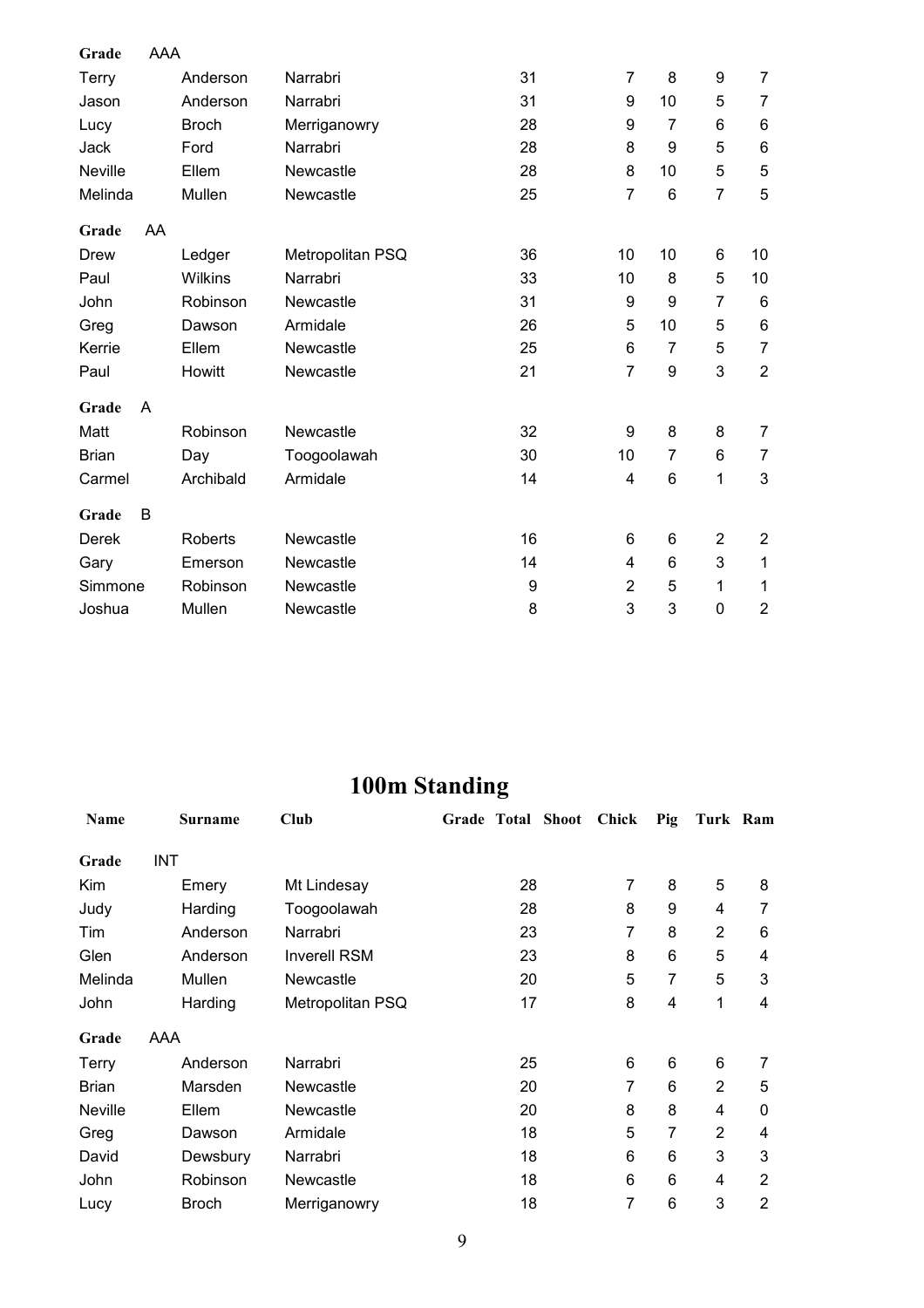| | | | | | | | | | |
|---|---|---|---|---|---|---|---|---|---|
| **Grade** | AAA | | | | | | | | |
| Terry | Anderson | Narrabri | | 31 | | 7 | 8 | 9 | 7 |
| Jason | Anderson | Narrabri | | 31 | | 9 | 10 | 5 | 7 |
| Lucy | Broch | Merriganowry | | 28 | | 9 | 7 | 6 | 6 |
| Jack | Ford | Narrabri | | 28 | | 8 | 9 | 5 | 6 |
| Neville | Ellem | Newcastle | | 28 | | 8 | 10 | 5 | 5 |
| Melinda | Mullen | Newcastle | | 25 | | 7 | 6 | 7 | 5 |
| **Grade** | AA | | | | | | | | |
| Drew | Ledger | Metropolitan PSQ | | 36 | | 10 | 10 | 6 | 10 |
| Paul | Wilkins | Narrabri | | 33 | | 10 | 8 | 5 | 10 |
| John | Robinson | Newcastle | | 31 | | 9 | 9 | 7 | 6 |
| Greg | Dawson | Armidale | | 26 | | 5 | 10 | 5 | 6 |
| Kerrie | Ellem | Newcastle | | 25 | | 6 | 7 | 5 | 7 |
| Paul | Howitt | Newcastle | | 21 | | 7 | 9 | 3 | 2 |
| **Grade** | A | | | | | | | | |
| Matt | Robinson | Newcastle | | 32 | | 9 | 8 | 8 | 7 |
| Brian | Day | Toogoolawah | | 30 | | 10 | 7 | 6 | 7 |
| Carmel | Archibald | Armidale | | 14 | | 4 | 6 | 1 | 3 |
| **Grade** | B | | | | | | | | |
| Derek | Roberts | Newcastle | | 16 | | 6 | 6 | 2 | 2 |
| Gary | Emerson | Newcastle | | 14 | | 4 | 6 | 3 | 1 |
| Simmone | Robinson | Newcastle | | 9 | | 2 | 5 | 1 | 1 |
| Joshua | Mullen | Newcastle | | 8 | | 3 | 3 | 0 | 2 |

# 100m Standing

| Name | Surname | Club | Grade | Total | Shoot | Chick | Pig | Turk | Ram |
|---|---|---|---|---|---|---|---|---|---|
| **Grade** | INT | | | | | | | | |
| Kim | Emery | Mt Lindesay | | 28 | | 7 | 8 | 5 | 8 |
| Judy | Harding | Toogoolawah | | 28 | | 8 | 9 | 4 | 7 |
| Tim | Anderson | Narrabri | | 23 | | 7 | 8 | 2 | 6 |
| Glen | Anderson | Inverell RSM | | 23 | | 8 | 6 | 5 | 4 |
| Melinda | Mullen | Newcastle | | 20 | | 5 | 7 | 5 | 3 |
| John | Harding | Metropolitan PSQ | | 17 | | 8 | 4 | 1 | 4 |
| **Grade** | AAA | | | | | | | | |
| Terry | Anderson | Narrabri | | 25 | | 6 | 6 | 6 | 7 |
| Brian | Marsden | Newcastle | | 20 | | 7 | 6 | 2 | 5 |
| Neville | Ellem | Newcastle | | 20 | | 8 | 8 | 4 | 0 |
| Greg | Dawson | Armidale | | 18 | | 5 | 7 | 2 | 4 |
| David | Dewsbury | Narrabri | | 18 | | 6 | 6 | 3 | 3 |
| John | Robinson | Newcastle | | 18 | | 6 | 6 | 4 | 2 |
| Lucy | Broch | Merriganowry | | 18 | | 7 | 6 | 3 | 2 |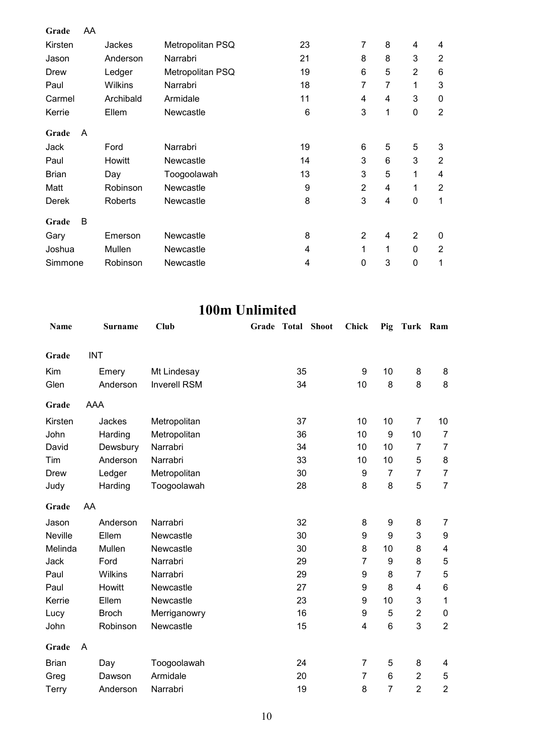| | | | | | | | |
|---|---|---|---|---|---|---|---|
| **Grade** AA | | | | | | | |
| Kirsten | Jackes | Metropolitan PSQ | 23 | 7 | 8 | 4 | 4 |
| Jason | Anderson | Narrabri | 21 | 8 | 8 | 3 | 2 |
| Drew | Ledger | Metropolitan PSQ | 19 | 6 | 5 | 2 | 6 |
| Paul | Wilkins | Narrabri | 18 | 7 | 7 | 1 | 3 |
| Carmel | Archibald | Armidale | 11 | 4 | 4 | 3 | 0 |
| Kerrie | Ellem | Newcastle | 6 | 3 | 1 | 0 | 2 |
| **Grade** A | | | | | | | |
| Jack | Ford | Narrabri | 19 | 6 | 5 | 5 | 3 |
| Paul | Howitt | Newcastle | 14 | 3 | 6 | 3 | 2 |
| Brian | Day | Toogoolawah | 13 | 3 | 5 | 1 | 4 |
| Matt | Robinson | Newcastle | 9 | 2 | 4 | 1 | 2 |
| Derek | Roberts | Newcastle | 8 | 3 | 4 | 0 | 1 |
| **Grade** B | | | | | | | |
| Gary | Emerson | Newcastle | 8 | 2 | 4 | 2 | 0 |
| Joshua | Mullen | Newcastle | 4 | 1 | 1 | 0 | 2 |
| Simmone | Robinson | Newcastle | 4 | 0 | 3 | 0 | 1 |

# 100m Unlimited

| Name | Surname | Club | Grade | Total | Shoot | Chick | Pig | Turk | Ram |
|---|---|---|---|---|---|---|---|---|---|
| **Grade** INT | | | | | | | | | |
| Kim | Emery | Mt Lindesay | | 35 | | 9 | 10 | 8 | 8 |
| Glen | Anderson | Inverell RSM | | 34 | | 10 | 8 | 8 | 8 |
| **Grade** AAA | | | | | | | | | |
| Kirsten | Jackes | Metropolitan | | 37 | | 10 | 10 | 7 | 10 |
| John | Harding | Metropolitan | | 36 | | 10 | 9 | 10 | 7 |
| David | Dewsbury | Narrabri | | 34 | | 10 | 10 | 7 | 7 |
| Tim | Anderson | Narrabri | | 33 | | 10 | 10 | 5 | 8 |
| Drew | Ledger | Metropolitan | | 30 | | 9 | 7 | 7 | 7 |
| Judy | Harding | Toogoolawah | | 28 | | 8 | 8 | 5 | 7 |
| **Grade** AA | | | | | | | | | |
| Jason | Anderson | Narrabri | | 32 | | 8 | 9 | 8 | 7 |
| Neville | Ellem | Newcastle | | 30 | | 9 | 9 | 3 | 9 |
| Melinda | Mullen | Newcastle | | 30 | | 8 | 10 | 8 | 4 |
| Jack | Ford | Narrabri | | 29 | | 7 | 9 | 8 | 5 |
| Paul | Wilkins | Narrabri | | 29 | | 9 | 8 | 7 | 5 |
| Paul | Howitt | Newcastle | | 27 | | 9 | 8 | 4 | 6 |
| Kerrie | Ellem | Newcastle | | 23 | | 9 | 10 | 3 | 1 |
| Lucy | Broch | Merriganowry | | 16 | | 9 | 5 | 2 | 0 |
| John | Robinson | Newcastle | | 15 | | 4 | 6 | 3 | 2 |
| **Grade** A | | | | | | | | | |
| Brian | Day | Toogoolawah | | 24 | | 7 | 5 | 8 | 4 |
| Greg | Dawson | Armidale | | 20 | | 7 | 6 | 2 | 5 |
| Terry | Anderson | Narrabri | | 19 | | 8 | 7 | 2 | 2 |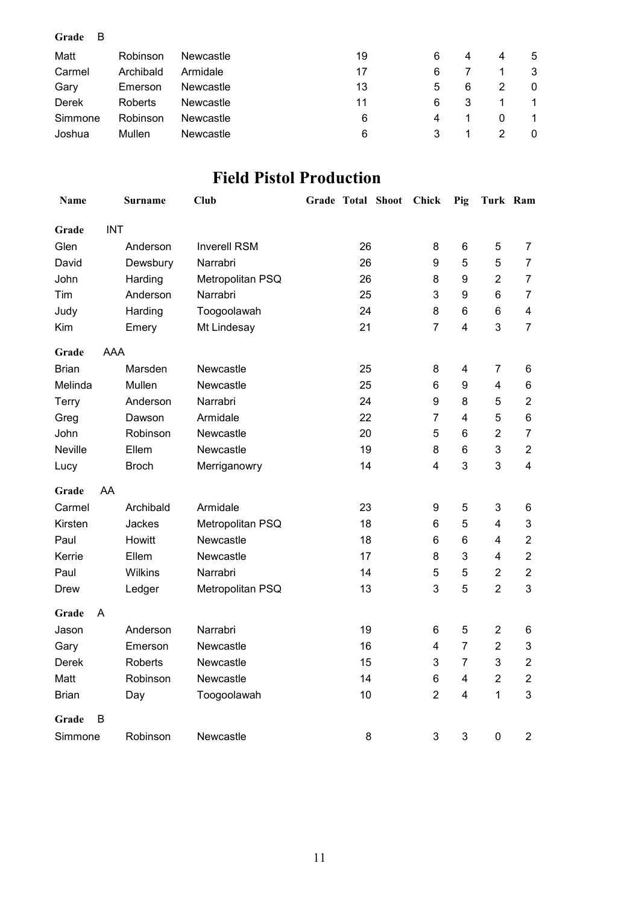**Grade** B

| | | | | | | | | | |
|---|---|---|---|---|---|---|---|---|---|
| Matt | Robinson | Newcastle | | 19 | | 6 | 4 | 4 | 5 |
| Carmel | Archibald | Armidale | | 17 | | 6 | 7 | 1 | 3 |
| Gary | Emerson | Newcastle | | 13 | | 5 | 6 | 2 | 0 |
| Derek | Roberts | Newcastle | | 11 | | 6 | 3 | 1 | 1 |
| Simmone | Robinson | Newcastle | | 6 | | 4 | 1 | 0 | 1 |
| Joshua | Mullen | Newcastle | | 6 | | 3 | 1 | 2 | 0 |

## Field Pistol Production

| Name | Surname | Club | Grade | Total | Shoot | Chick | Pig | Turk | Ram |
|---|---|---|---|---|---|---|---|---|---|
| **Grade** INT | | | | | | | | | |
| Glen | Anderson | Inverell RSM | | 26 | | 8 | 6 | 5 | 7 |
| David | Dewsbury | Narrabri | | 26 | | 9 | 5 | 5 | 7 |
| John | Harding | Metropolitan PSQ | | 26 | | 8 | 9 | 2 | 7 |
| Tim | Anderson | Narrabri | | 25 | | 3 | 9 | 6 | 7 |
| Judy | Harding | Toogoolawah | | 24 | | 8 | 6 | 6 | 4 |
| Kim | Emery | Mt Lindesay | | 21 | | 7 | 4 | 3 | 7 |
| **Grade** AAA | | | | | | | | | |
| Brian | Marsden | Newcastle | | 25 | | 8 | 4 | 7 | 6 |
| Melinda | Mullen | Newcastle | | 25 | | 6 | 9 | 4 | 6 |
| Terry | Anderson | Narrabri | | 24 | | 9 | 8 | 5 | 2 |
| Greg | Dawson | Armidale | | 22 | | 7 | 4 | 5 | 6 |
| John | Robinson | Newcastle | | 20 | | 5 | 6 | 2 | 7 |
| Neville | Ellem | Newcastle | | 19 | | 8 | 6 | 3 | 2 |
| Lucy | Broch | Merriganowry | | 14 | | 4 | 3 | 3 | 4 |
| **Grade** AA | | | | | | | | | |
| Carmel | Archibald | Armidale | | 23 | | 9 | 5 | 3 | 6 |
| Kirsten | Jackes | Metropolitan PSQ | | 18 | | 6 | 5 | 4 | 3 |
| Paul | Howitt | Newcastle | | 18 | | 6 | 6 | 4 | 2 |
| Kerrie | Ellem | Newcastle | | 17 | | 8 | 3 | 4 | 2 |
| Paul | Wilkins | Narrabri | | 14 | | 5 | 5 | 2 | 2 |
| Drew | Ledger | Metropolitan PSQ | | 13 | | 3 | 5 | 2 | 3 |
| **Grade** A | | | | | | | | | |
| Jason | Anderson | Narrabri | | 19 | | 6 | 5 | 2 | 6 |
| Gary | Emerson | Newcastle | | 16 | | 4 | 7 | 2 | 3 |
| Derek | Roberts | Newcastle | | 15 | | 3 | 7 | 3 | 2 |
| Matt | Robinson | Newcastle | | 14 | | 6 | 4 | 2 | 2 |
| Brian | Day | Toogoolawah | | 10 | | 2 | 4 | 1 | 3 |
| **Grade** B | | | | | | | | | |
| Simmone | Robinson | Newcastle | | 8 | | 3 | 3 | 0 | 2 |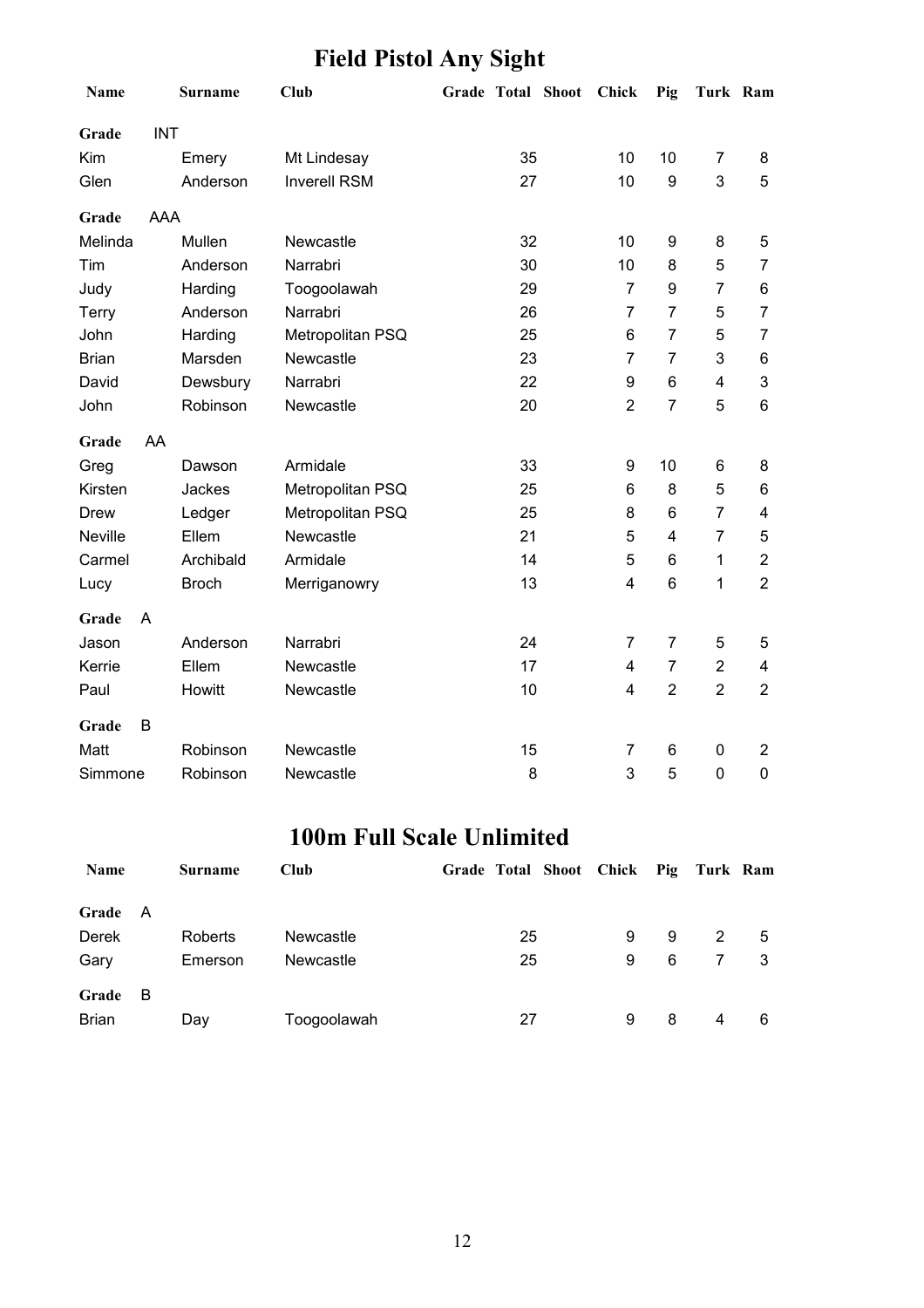# Field Pistol Any Sight

| Name | Surname | Club | Grade | Total | Shoot | Chick | Pig | Turk | Ram |
|---|---|---|---|---|---|---|---|---|---|
| **Grade** INT | | | | | | | | | |
| Kim | Emery | Mt Lindesay | | 35 | | 10 | 10 | 7 | 8 |
| Glen | Anderson | Inverell RSM | | 27 | | 10 | 9 | 3 | 5 |
| **Grade** AAA | | | | | | | | | |
| Melinda | Mullen | Newcastle | | 32 | | 10 | 9 | 8 | 5 |
| Tim | Anderson | Narrabri | | 30 | | 10 | 8 | 5 | 7 |
| Judy | Harding | Toogoolawah | | 29 | | 7 | 9 | 7 | 6 |
| Terry | Anderson | Narrabri | | 26 | | 7 | 7 | 5 | 7 |
| John | Harding | Metropolitan PSQ | | 25 | | 6 | 7 | 5 | 7 |
| Brian | Marsden | Newcastle | | 23 | | 7 | 7 | 3 | 6 |
| David | Dewsbury | Narrabri | | 22 | | 9 | 6 | 4 | 3 |
| John | Robinson | Newcastle | | 20 | | 2 | 7 | 5 | 6 |
| **Grade** AA | | | | | | | | | |
| Greg | Dawson | Armidale | | 33 | | 9 | 10 | 6 | 8 |
| Kirsten | Jackes | Metropolitan PSQ | | 25 | | 6 | 8 | 5 | 6 |
| Drew | Ledger | Metropolitan PSQ | | 25 | | 8 | 6 | 7 | 4 |
| Neville | Ellem | Newcastle | | 21 | | 5 | 4 | 7 | 5 |
| Carmel | Archibald | Armidale | | 14 | | 5 | 6 | 1 | 2 |
| Lucy | Broch | Merriganowry | | 13 | | 4 | 6 | 1 | 2 |
| **Grade** A | | | | | | | | | |
| Jason | Anderson | Narrabri | | 24 | | 7 | 7 | 5 | 5 |
| Kerrie | Ellem | Newcastle | | 17 | | 4 | 7 | 2 | 4 |
| Paul | Howitt | Newcastle | | 10 | | 4 | 2 | 2 | 2 |
| **Grade** B | | | | | | | | | |
| Matt | Robinson | Newcastle | | 15 | | 7 | 6 | 0 | 2 |
| Simmone | Robinson | Newcastle | | 8 | | 3 | 5 | 0 | 0 |

# 100m Full Scale Unlimited

| Name | Surname | Club | Grade | Total | Shoot | Chick | Pig | Turk | Ram |
|---|---|---|---|---|---|---|---|---|---|
| **Grade** A | | | | | | | | | |
| Derek | Roberts | Newcastle | | 25 | | 9 | 9 | 2 | 5 |
| Gary | Emerson | Newcastle | | 25 | | 9 | 6 | 7 | 3 |
| **Grade** B | | | | | | | | | |
| Brian | Day | Toogoolawah | | 27 | | 9 | 8 | 4 | 6 |